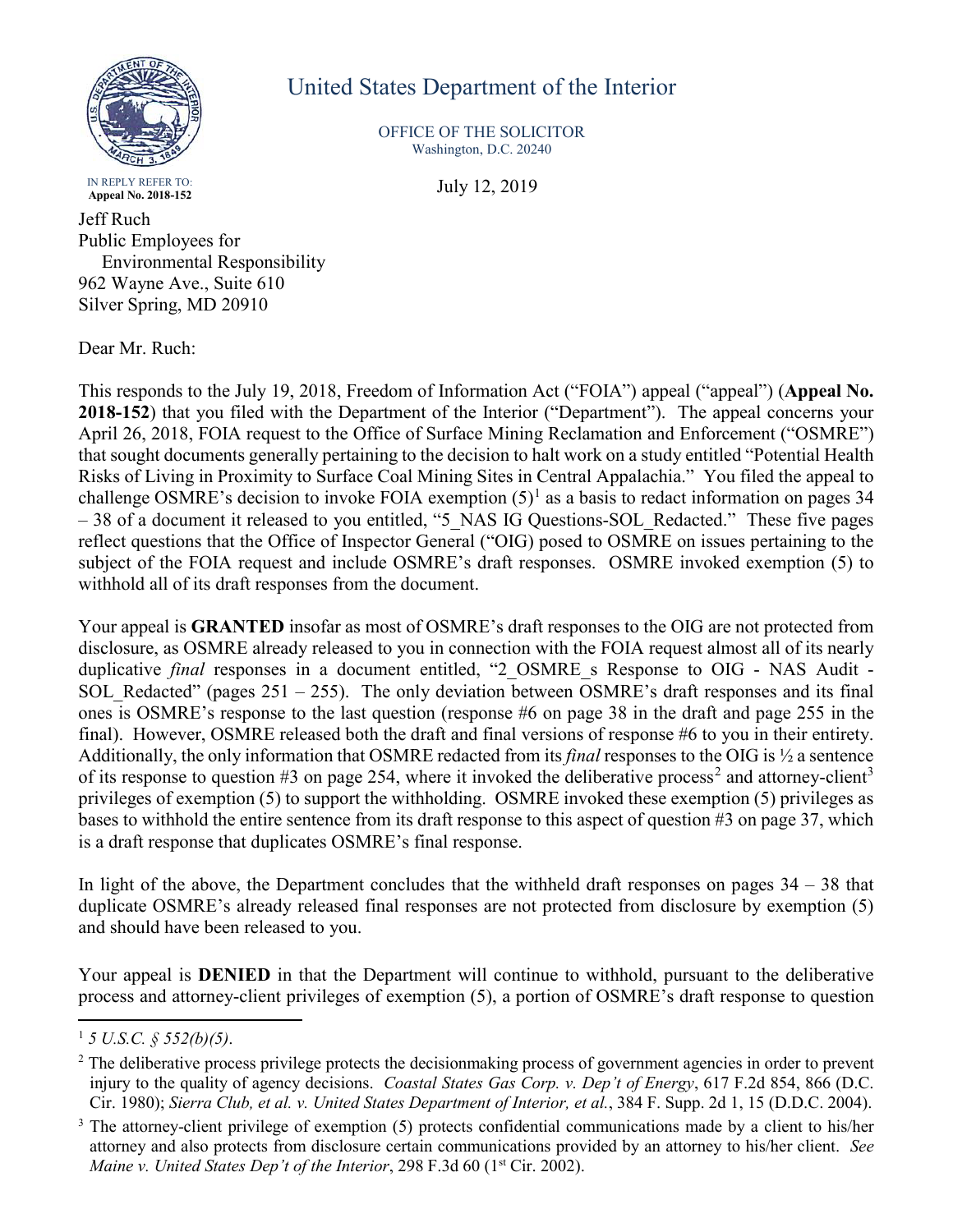# United States Department of the Interior

OFFICE OF THE SOLICITOR
Washington, D.C. 20240

IN REPLY REFER TO:
**Appeal No. 2018-152**

July 12, 2019

Jeff Ruch
Public Employees for
Environmental Responsibility
962 Wayne Ave., Suite 610
Silver Spring, MD 20910

Dear Mr. Ruch:

This responds to the July 19, 2018, Freedom of Information Act ("FOIA") appeal ("appeal") (**Appeal No. 2018-152**) that you filed with the Department of the Interior ("Department"). The appeal concerns your April 26, 2018, FOIA request to the Office of Surface Mining Reclamation and Enforcement ("OSMRE") that sought documents generally pertaining to the decision to halt work on a study entitled "Potential Health Risks of Living in Proximity to Surface Coal Mining Sites in Central Appalachia." You filed the appeal to challenge OSMRE's decision to invoke FOIA exemption (5)[1] as a basis to redact information on pages 34 – 38 of a document it released to you entitled, "5_NAS IG Questions-SOL_Redacted." These five pages reflect questions that the Office of Inspector General ("OIG) posed to OSMRE on issues pertaining to the subject of the FOIA request and include OSMRE's draft responses. OSMRE invoked exemption (5) to withhold all of its draft responses from the document.

Your appeal is **GRANTED** insofar as most of OSMRE's draft responses to the OIG are not protected from disclosure, as OSMRE already released to you in connection with the FOIA request almost all of its nearly duplicative *final* responses in a document entitled, "2_OSMRE_s Response to OIG - NAS Audit - SOL_Redacted" (pages 251 – 255). The only deviation between OSMRE's draft responses and its final ones is OSMRE's response to the last question (response #6 on page 38 in the draft and page 255 in the final). However, OSMRE released both the draft and final versions of response #6 to you in their entirety. Additionally, the only information that OSMRE redacted from its *final* responses to the OIG is ½ a sentence of its response to question #3 on page 254, where it invoked the deliberative process[2] and attorney-client[3] privileges of exemption (5) to support the withholding. OSMRE invoked these exemption (5) privileges as bases to withhold the entire sentence from its draft response to this aspect of question #3 on page 37, which is a draft response that duplicates OSMRE's final response.

In light of the above, the Department concludes that the withheld draft responses on pages 34 – 38 that duplicate OSMRE's already released final responses are not protected from disclosure by exemption (5) and should have been released to you.

Your appeal is **DENIED** in that the Department will continue to withhold, pursuant to the deliberative process and attorney-client privileges of exemption (5), a portion of OSMRE's draft response to question

---

[1] *5 U.S.C. § 552(b)(5)*.

[2] The deliberative process privilege protects the decisionmaking process of government agencies in order to prevent injury to the quality of agency decisions. *Coastal States Gas Corp. v. Dep't of Energy*, 617 F.2d 854, 866 (D.C. Cir. 1980); *Sierra Club, et al. v. United States Department of Interior, et al.*, 384 F. Supp. 2d 1, 15 (D.D.C. 2004).

[3] The attorney-client privilege of exemption (5) protects confidential communications made by a client to his/her attorney and also protects from disclosure certain communications provided by an attorney to his/her client. *See Maine v. United States Dep't of the Interior*, 298 F.3d 60 (1st Cir. 2002).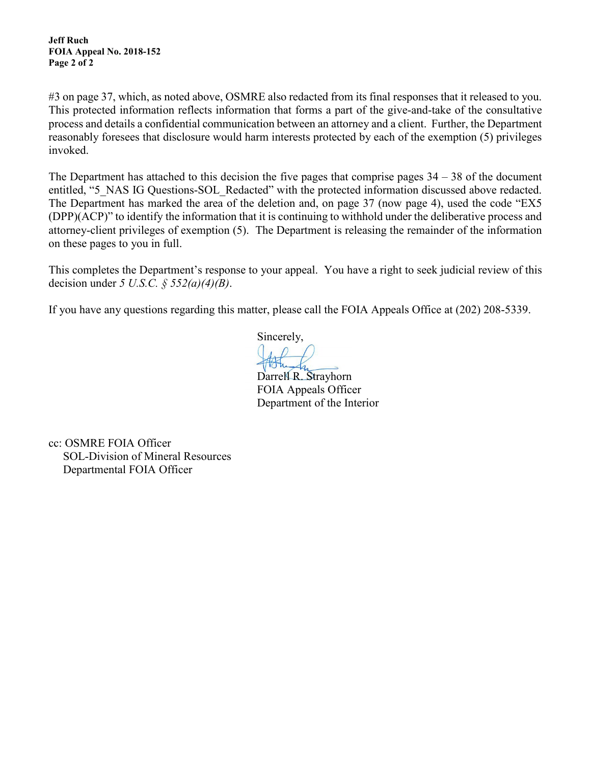#3 on page 37, which, as noted above, OSMRE also redacted from its final responses that it released to you. This protected information reflects information that forms a part of the give-and-take of the consultative process and details a confidential communication between an attorney and a client. Further, the Department reasonably foresees that disclosure would harm interests protected by each of the exemption (5) privileges invoked.

The Department has attached to this decision the five pages that comprise pages 34 – 38 of the document entitled, "5_NAS IG Questions-SOL_Redacted" with the protected information discussed above redacted. The Department has marked the area of the deletion and, on page 37 (now page 4), used the code "EX5 (DPP)(ACP)" to identify the information that it is continuing to withhold under the deliberative process and attorney-client privileges of exemption (5). The Department is releasing the remainder of the information on these pages to you in full.

This completes the Department's response to your appeal. You have a right to seek judicial review of this decision under *5 U.S.C. § 552(a)(4)(B)*.

If you have any questions regarding this matter, please call the FOIA Appeals Office at (202) 208-5339.

Sincerely,

Darrell R. Strayhorn
FOIA Appeals Officer
Department of the Interior

cc: OSMRE FOIA Officer
SOL-Division of Mineral Resources
Departmental FOIA Officer